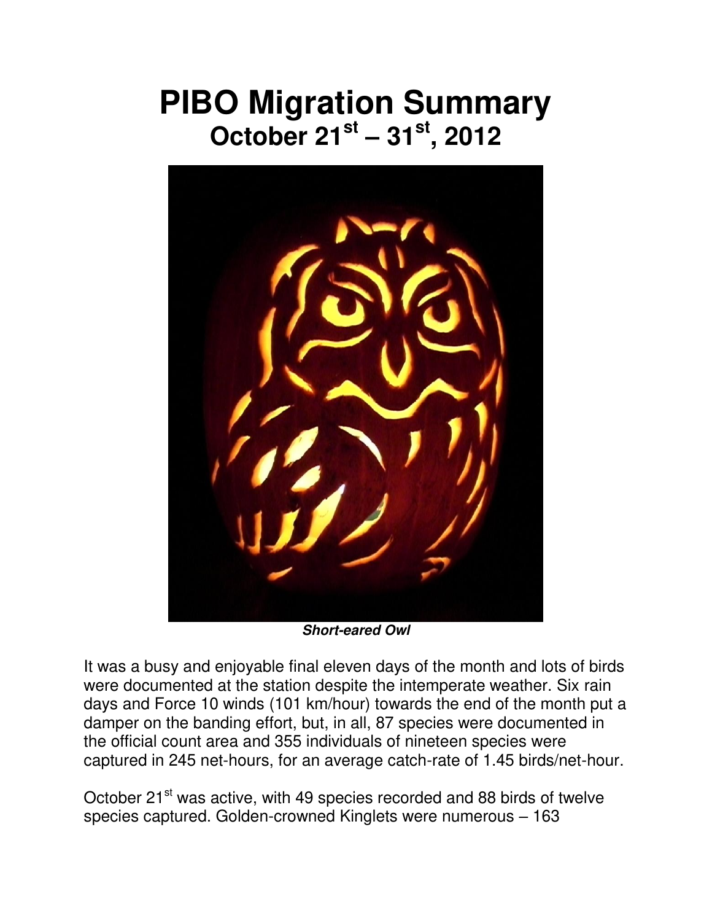# PIBO Migration Summary
## October 21st – 31st, 2012

***Short-eared Owl***

It was a busy and enjoyable final eleven days of the month and lots of birds were documented at the station despite the intemperate weather. Six rain days and Force 10 winds (101 km/hour) towards the end of the month put a damper on the banding effort, but, in all, 87 species were documented in the official count area and 355 individuals of nineteen species were captured in 245 net-hours, for an average catch-rate of 1.45 birds/net-hour.

October 21st was active, with 49 species recorded and 88 birds of twelve species captured. Golden-crowned Kinglets were numerous – 163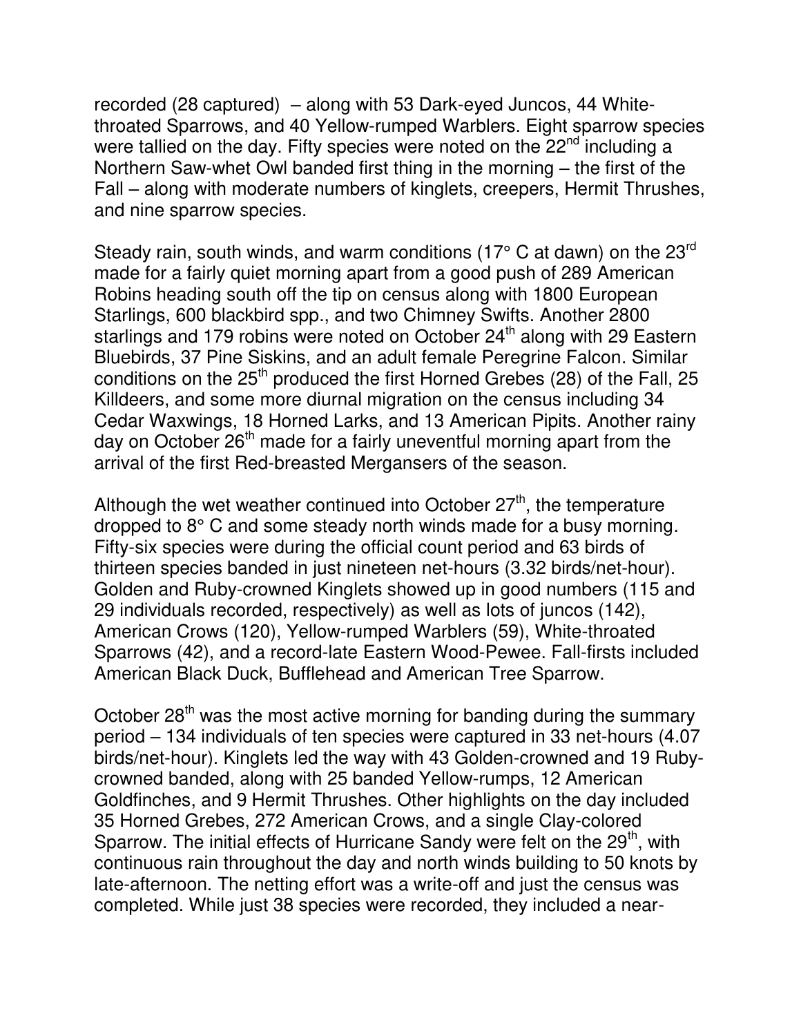recorded (28 captured) – along with 53 Dark-eyed Juncos, 44 White-throated Sparrows, and 40 Yellow-rumped Warblers. Eight sparrow species were tallied on the day. Fifty species were noted on the 22nd including a Northern Saw-whet Owl banded first thing in the morning – the first of the Fall – along with moderate numbers of kinglets, creepers, Hermit Thrushes, and nine sparrow species.

Steady rain, south winds, and warm conditions (17° C at dawn) on the 23rd made for a fairly quiet morning apart from a good push of 289 American Robins heading south off the tip on census along with 1800 European Starlings, 600 blackbird spp., and two Chimney Swifts. Another 2800 starlings and 179 robins were noted on October 24th along with 29 Eastern Bluebirds, 37 Pine Siskins, and an adult female Peregrine Falcon. Similar conditions on the 25th produced the first Horned Grebes (28) of the Fall, 25 Killdeers, and some more diurnal migration on the census including 34 Cedar Waxwings, 18 Horned Larks, and 13 American Pipits. Another rainy day on October 26th made for a fairly uneventful morning apart from the arrival of the first Red-breasted Mergansers of the season.

Although the wet weather continued into October 27th, the temperature dropped to 8° C and some steady north winds made for a busy morning. Fifty-six species were during the official count period and 63 birds of thirteen species banded in just nineteen net-hours (3.32 birds/net-hour). Golden and Ruby-crowned Kinglets showed up in good numbers (115 and 29 individuals recorded, respectively) as well as lots of juncos (142), American Crows (120), Yellow-rumped Warblers (59), White-throated Sparrows (42), and a record-late Eastern Wood-Pewee. Fall-firsts included American Black Duck, Bufflehead and American Tree Sparrow.

October 28th was the most active morning for banding during the summary period – 134 individuals of ten species were captured in 33 net-hours (4.07 birds/net-hour). Kinglets led the way with 43 Golden-crowned and 19 Ruby-crowned banded, along with 25 banded Yellow-rumps, 12 American Goldfinches, and 9 Hermit Thrushes. Other highlights on the day included 35 Horned Grebes, 272 American Crows, and a single Clay-colored Sparrow. The initial effects of Hurricane Sandy were felt on the 29th, with continuous rain throughout the day and north winds building to 50 knots by late-afternoon. The netting effort was a write-off and just the census was completed. While just 38 species were recorded, they included a near-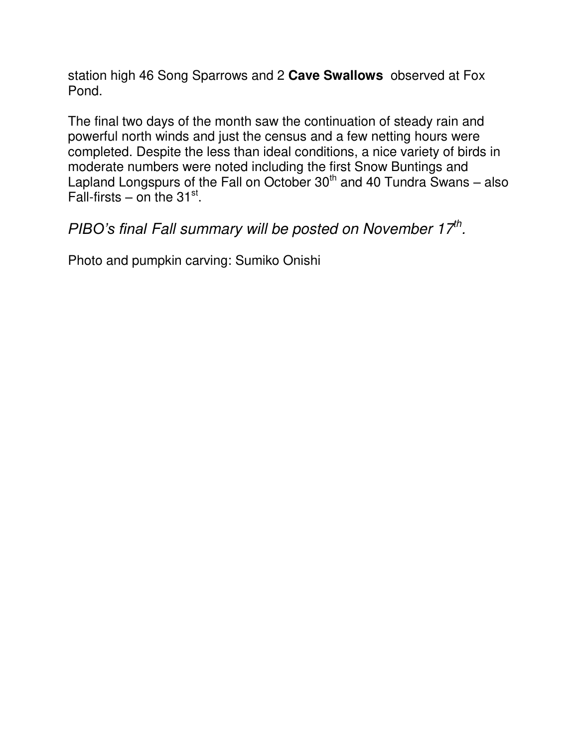station high 46 Song Sparrows and 2 **Cave Swallows** observed at Fox Pond.

The final two days of the month saw the continuation of steady rain and powerful north winds and just the census and a few netting hours were completed. Despite the less than ideal conditions, a nice variety of birds in moderate numbers were noted including the first Snow Buntings and Lapland Longspurs of the Fall on October 30th and 40 Tundra Swans – also Fall-firsts – on the 31st.

*PIBO's final Fall summary will be posted on November 17th.*

Photo and pumpkin carving: Sumiko Onishi